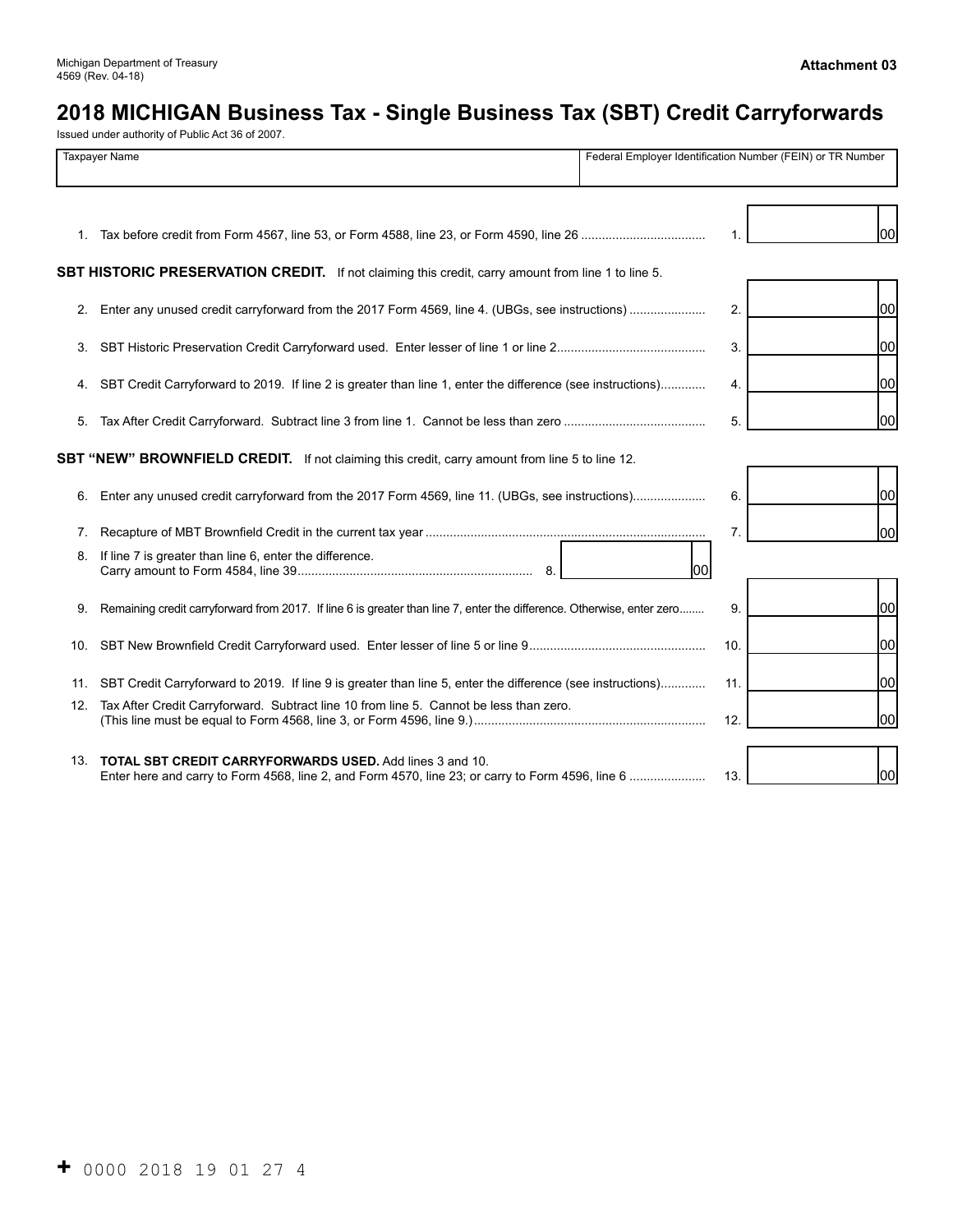Michigan Department of Treasury
4569 (Rev. 04-18)

**Attachment 03**

# 2018 MICHIGAN Business Tax - Single Business Tax (SBT) Credit Carryforwards

Issued under authority of Public Act 36 of 2007.

| Taxpayer Name | Federal Employer Identification Number (FEIN) or TR Number |
|---|---|
| | |

1. Tax before credit from Form 4567, line 53, or Form 4588, line 23, or Form 4590, line 26 .................................... 1. 00

**SBT HISTORIC PRESERVATION CREDIT.** If not claiming this credit, carry amount from line 1 to line 5.

2. Enter any unused credit carryforward from the 2017 Form 4569, line 4. (UBGs, see instructions) ...................... 2. 00
3. SBT Historic Preservation Credit Carryforward used. Enter lesser of line 1 or line 2........................................... 3. 00
4. SBT Credit Carryforward to 2019. If line 2 is greater than line 1, enter the difference (see instructions)............. 4. 00
5. Tax After Credit Carryforward. Subtract line 3 from line 1. Cannot be less than zero ......................................... 5. 00

**SBT "NEW" BROWNFIELD CREDIT.** If not claiming this credit, carry amount from line 5 to line 12.

6. Enter any unused credit carryforward from the 2017 Form 4569, line 11. (UBGs, see instructions)..................... 6. 00
7. Recapture of MBT Brownfield Credit in the current tax year ................................................................................. 7. 00
8. If line 7 is greater than line 6, enter the difference.
   Carry amount to Form 4584, line 39.................................................................... 8. 00
9. Remaining credit carryforward from 2017. If line 6 is greater than line 7, enter the difference. Otherwise, enter zero........ 9. 00
10. SBT New Brownfield Credit Carryforward used. Enter lesser of line 5 or line 9.................................................. 10. 00
11. SBT Credit Carryforward to 2019. If line 9 is greater than line 5, enter the difference (see instructions)............. 11. 00
12. Tax After Credit Carryforward. Subtract line 10 from line 5. Cannot be less than zero.
    (This line must be equal to Form 4568, line 3, or Form 4596, line 9.)................................................................... 12. 00

13. **TOTAL SBT CREDIT CARRYFORWARDS USED.** Add lines 3 and 10.
    Enter here and carry to Form 4568, line 2, and Form 4570, line 23; or carry to Form 4596, line 6 ...................... 13. 00

+ 0000 2018 19 01 27 4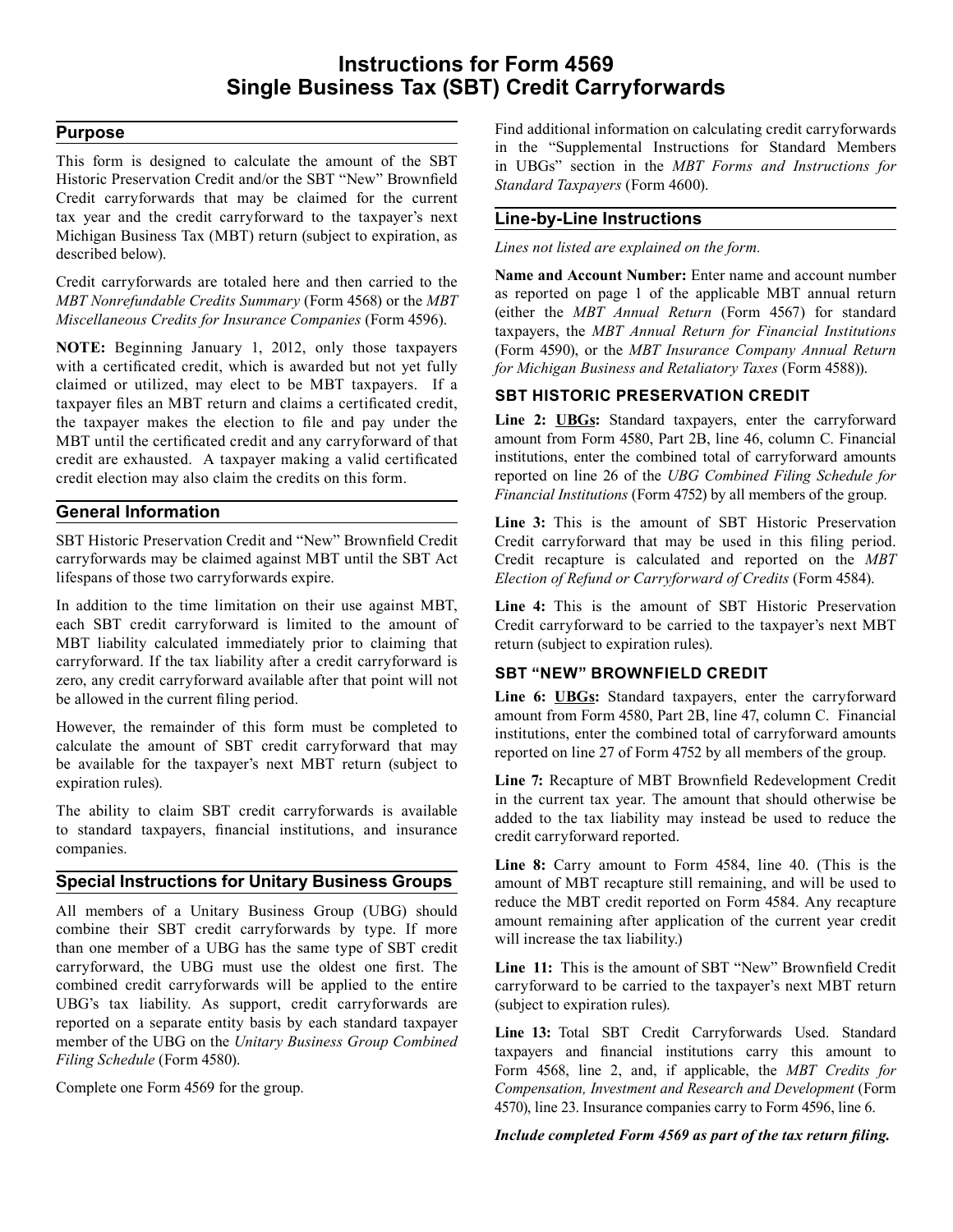# Instructions for Form 4569
# Single Business Tax (SBT) Credit Carryforwards

## Purpose

This form is designed to calculate the amount of the SBT Historic Preservation Credit and/or the SBT "New" Brownfield Credit carryforwards that may be claimed for the current tax year and the credit carryforward to the taxpayer's next Michigan Business Tax (MBT) return (subject to expiration, as described below).

Credit carryforwards are totaled here and then carried to the *MBT Nonrefundable Credits Summary* (Form 4568) or the *MBT Miscellaneous Credits for Insurance Companies* (Form 4596).

**NOTE:** Beginning January 1, 2012, only those taxpayers with a certificated credit, which is awarded but not yet fully claimed or utilized, may elect to be MBT taxpayers. If a taxpayer files an MBT return and claims a certificated credit, the taxpayer makes the election to file and pay under the MBT until the certificated credit and any carryforward of that credit are exhausted. A taxpayer making a valid certificated credit election may also claim the credits on this form.

## General Information

SBT Historic Preservation Credit and "New" Brownfield Credit carryforwards may be claimed against MBT until the SBT Act lifespans of those two carryforwards expire.

In addition to the time limitation on their use against MBT, each SBT credit carryforward is limited to the amount of MBT liability calculated immediately prior to claiming that carryforward. If the tax liability after a credit carryforward is zero, any credit carryforward available after that point will not be allowed in the current filing period.

However, the remainder of this form must be completed to calculate the amount of SBT credit carryforward that may be available for the taxpayer's next MBT return (subject to expiration rules).

The ability to claim SBT credit carryforwards is available to standard taxpayers, financial institutions, and insurance companies.

## Special Instructions for Unitary Business Groups

All members of a Unitary Business Group (UBG) should combine their SBT credit carryforwards by type. If more than one member of a UBG has the same type of SBT credit carryforward, the UBG must use the oldest one first. The combined credit carryforwards will be applied to the entire UBG's tax liability. As support, credit carryforwards are reported on a separate entity basis by each standard taxpayer member of the UBG on the *Unitary Business Group Combined Filing Schedule* (Form 4580).

Complete one Form 4569 for the group.

Find additional information on calculating credit carryforwards in the "Supplemental Instructions for Standard Members in UBGs" section in the *MBT Forms and Instructions for Standard Taxpayers* (Form 4600).

## Line-by-Line Instructions

*Lines not listed are explained on the form.*

**Name and Account Number:** Enter name and account number as reported on page 1 of the applicable MBT annual return (either the *MBT Annual Return* (Form 4567) for standard taxpayers, the *MBT Annual Return for Financial Institutions* (Form 4590), or the *MBT Insurance Company Annual Return for Michigan Business and Retaliatory Taxes* (Form 4588)).

### SBT HISTORIC PRESERVATION CREDIT

**Line 2:** **UBGs:** Standard taxpayers, enter the carryforward amount from Form 4580, Part 2B, line 46, column C. Financial institutions, enter the combined total of carryforward amounts reported on line 26 of the *UBG Combined Filing Schedule for Financial Institutions* (Form 4752) by all members of the group.

**Line 3:** This is the amount of SBT Historic Preservation Credit carryforward that may be used in this filing period. Credit recapture is calculated and reported on the *MBT Election of Refund or Carryforward of Credits* (Form 4584).

**Line 4:** This is the amount of SBT Historic Preservation Credit carryforward to be carried to the taxpayer's next MBT return (subject to expiration rules).

### SBT "NEW" BROWNFIELD CREDIT

**Line 6:** **UBGs:** Standard taxpayers, enter the carryforward amount from Form 4580, Part 2B, line 47, column C. Financial institutions, enter the combined total of carryforward amounts reported on line 27 of Form 4752 by all members of the group.

**Line 7:** Recapture of MBT Brownfield Redevelopment Credit in the current tax year. The amount that should otherwise be added to the tax liability may instead be used to reduce the credit carryforward reported.

**Line 8:** Carry amount to Form 4584, line 40. (This is the amount of MBT recapture still remaining, and will be used to reduce the MBT credit reported on Form 4584. Any recapture amount remaining after application of the current year credit will increase the tax liability.)

**Line 11:** This is the amount of SBT "New" Brownfield Credit carryforward to be carried to the taxpayer's next MBT return (subject to expiration rules).

**Line 13:** Total SBT Credit Carryforwards Used. Standard taxpayers and financial institutions carry this amount to Form 4568, line 2, and, if applicable, the *MBT Credits for Compensation, Investment and Research and Development* (Form 4570), line 23. Insurance companies carry to Form 4596, line 6.

***Include completed Form 4569 as part of the tax return filing.***